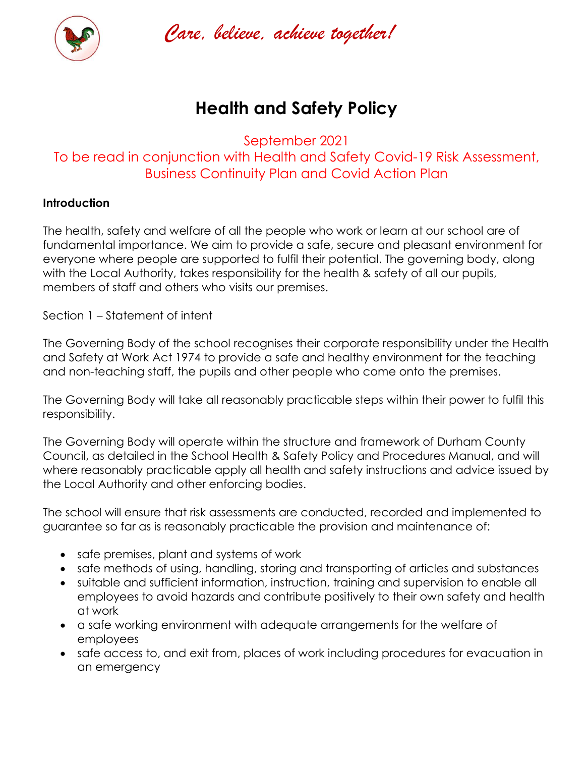*Care, believe, achieve together!*

# Health and Safety Policy

September 2021
To be read in conjunction with Health and Safety Covid-19 Risk Assessment, Business Continuity Plan and Covid Action Plan

**Introduction**

The health, safety and welfare of all the people who work or learn at our school are of fundamental importance. We aim to provide a safe, secure and pleasant environment for everyone where people are supported to fulfil their potential. The governing body, along with the Local Authority, takes responsibility for the health & safety of all our pupils, members of staff and others who visits our premises.

Section 1 – Statement of intent

The Governing Body of the school recognises their corporate responsibility under the Health and Safety at Work Act 1974 to provide a safe and healthy environment for the teaching and non-teaching staff, the pupils and other people who come onto the premises.

The Governing Body will take all reasonably practicable steps within their power to fulfil this responsibility.

The Governing Body will operate within the structure and framework of Durham County Council, as detailed in the School Health & Safety Policy and Procedures Manual, and will where reasonably practicable apply all health and safety instructions and advice issued by the Local Authority and other enforcing bodies.

The school will ensure that risk assessments are conducted, recorded and implemented to guarantee so far as is reasonably practicable the provision and maintenance of:

- safe premises, plant and systems of work
- safe methods of using, handling, storing and transporting of articles and substances
- suitable and sufficient information, instruction, training and supervision to enable all employees to avoid hazards and contribute positively to their own safety and health at work
- a safe working environment with adequate arrangements for the welfare of employees
- safe access to, and exit from, places of work including procedures for evacuation in an emergency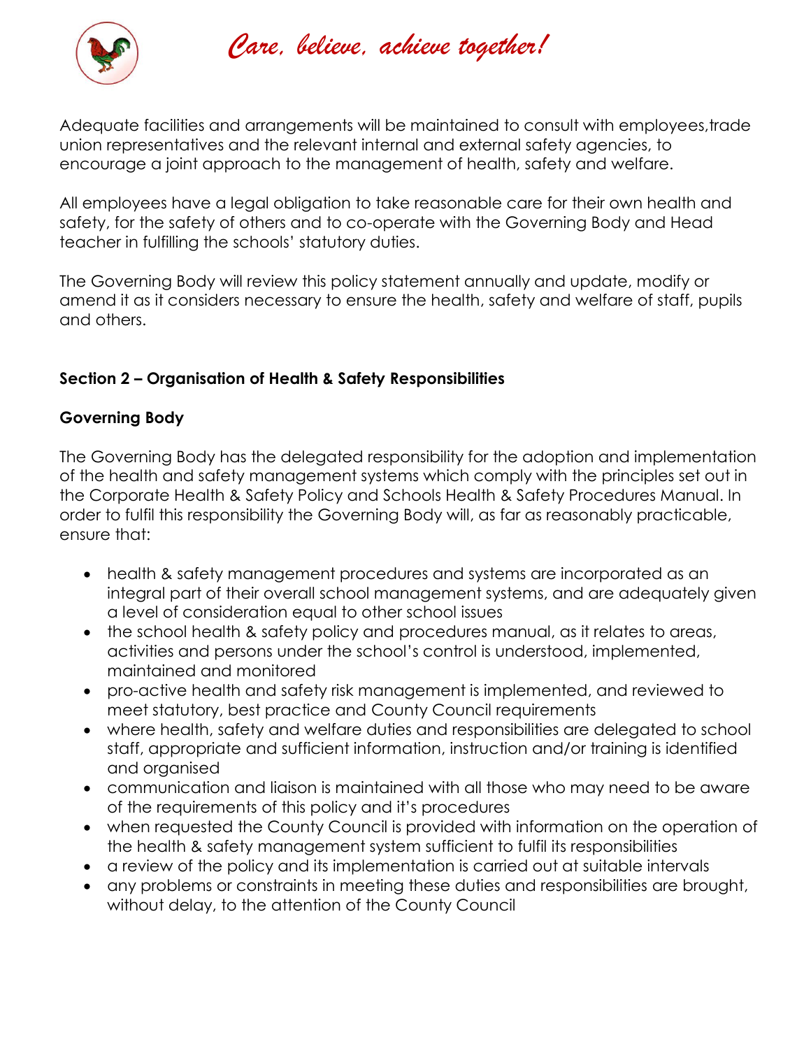Adequate facilities and arrangements will be maintained to consult with employees,trade union representatives and the relevant internal and external safety agencies, to encourage a joint approach to the management of health, safety and welfare.

All employees have a legal obligation to take reasonable care for their own health and safety, for the safety of others and to co-operate with the Governing Body and Head teacher in fulfilling the schools' statutory duties.

The Governing Body will review this policy statement annually and update, modify or amend it as it considers necessary to ensure the health, safety and welfare of staff, pupils and others.

## Section 2 – Organisation of Health & Safety Responsibilities

### Governing Body

The Governing Body has the delegated responsibility for the adoption and implementation of the health and safety management systems which comply with the principles set out in the Corporate Health & Safety Policy and Schools Health & Safety Procedures Manual. In order to fulfil this responsibility the Governing Body will, as far as reasonably practicable, ensure that:

- health & safety management procedures and systems are incorporated as an integral part of their overall school management systems, and are adequately given a level of consideration equal to other school issues
- the school health & safety policy and procedures manual, as it relates to areas, activities and persons under the school's control is understood, implemented, maintained and monitored
- pro-active health and safety risk management is implemented, and reviewed to meet statutory, best practice and County Council requirements
- where health, safety and welfare duties and responsibilities are delegated to school staff, appropriate and sufficient information, instruction and/or training is identified and organised
- communication and liaison is maintained with all those who may need to be aware of the requirements of this policy and it's procedures
- when requested the County Council is provided with information on the operation of the health & safety management system sufficient to fulfil its responsibilities
- a review of the policy and its implementation is carried out at suitable intervals
- any problems or constraints in meeting these duties and responsibilities are brought, without delay, to the attention of the County Council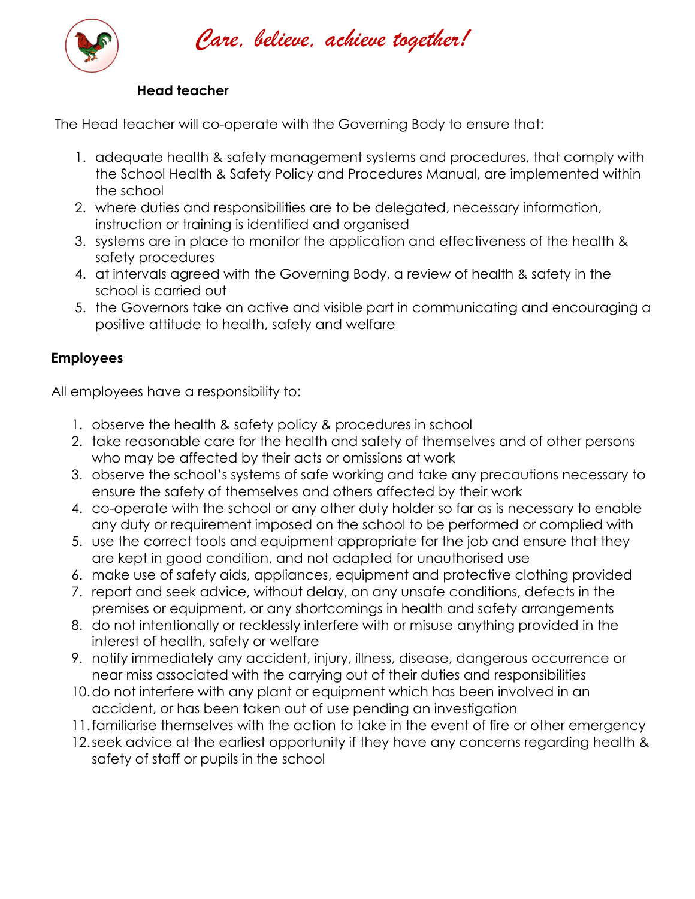**Head teacher**

The Head teacher will co-operate with the Governing Body to ensure that:

1. adequate health & safety management systems and procedures, that comply with the School Health & Safety Policy and Procedures Manual, are implemented within the school
2. where duties and responsibilities are to be delegated, necessary information, instruction or training is identified and organised
3. systems are in place to monitor the application and effectiveness of the health & safety procedures
4. at intervals agreed with the Governing Body, a review of health & safety in the school is carried out
5. the Governors take an active and visible part in communicating and encouraging a positive attitude to health, safety and welfare

**Employees**

All employees have a responsibility to:

1. observe the health & safety policy & procedures in school
2. take reasonable care for the health and safety of themselves and of other persons who may be affected by their acts or omissions at work
3. observe the school's systems of safe working and take any precautions necessary to ensure the safety of themselves and others affected by their work
4. co-operate with the school or any other duty holder so far as is necessary to enable any duty or requirement imposed on the school to be performed or complied with
5. use the correct tools and equipment appropriate for the job and ensure that they are kept in good condition, and not adapted for unauthorised use
6. make use of safety aids, appliances, equipment and protective clothing provided
7. report and seek advice, without delay, on any unsafe conditions, defects in the premises or equipment, or any shortcomings in health and safety arrangements
8. do not intentionally or recklessly interfere with or misuse anything provided in the interest of health, safety or welfare
9. notify immediately any accident, injury, illness, disease, dangerous occurrence or near miss associated with the carrying out of their duties and responsibilities
10. do not interfere with any plant or equipment which has been involved in an accident, or has been taken out of use pending an investigation
11. familiarise themselves with the action to take in the event of fire or other emergency
12. seek advice at the earliest opportunity if they have any concerns regarding health & safety of staff or pupils in the school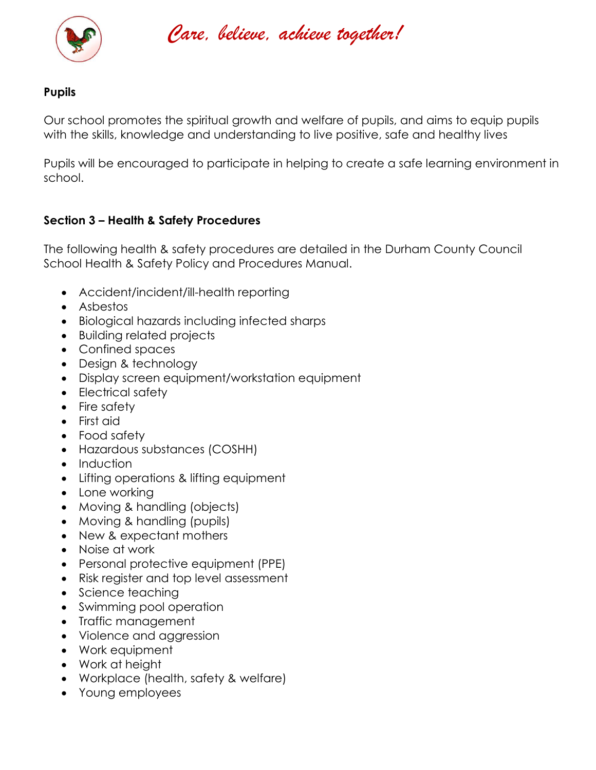**Pupils**

Our school promotes the spiritual growth and welfare of pupils, and aims to equip pupils with the skills, knowledge and understanding to live positive, safe and healthy lives

Pupils will be encouraged to participate in helping to create a safe learning environment in school.

**Section 3 – Health & Safety Procedures**

The following health & safety procedures are detailed in the Durham County Council School Health & Safety Policy and Procedures Manual.

- Accident/incident/ill-health reporting
- Asbestos
- Biological hazards including infected sharps
- Building related projects
- Confined spaces
- Design & technology
- Display screen equipment/workstation equipment
- Electrical safety
- Fire safety
- First aid
- Food safety
- Hazardous substances (COSHH)
- Induction
- Lifting operations & lifting equipment
- Lone working
- Moving & handling (objects)
- Moving & handling (pupils)
- New & expectant mothers
- Noise at work
- Personal protective equipment (PPE)
- Risk register and top level assessment
- Science teaching
- Swimming pool operation
- Traffic management
- Violence and aggression
- Work equipment
- Work at height
- Workplace (health, safety & welfare)
- Young employees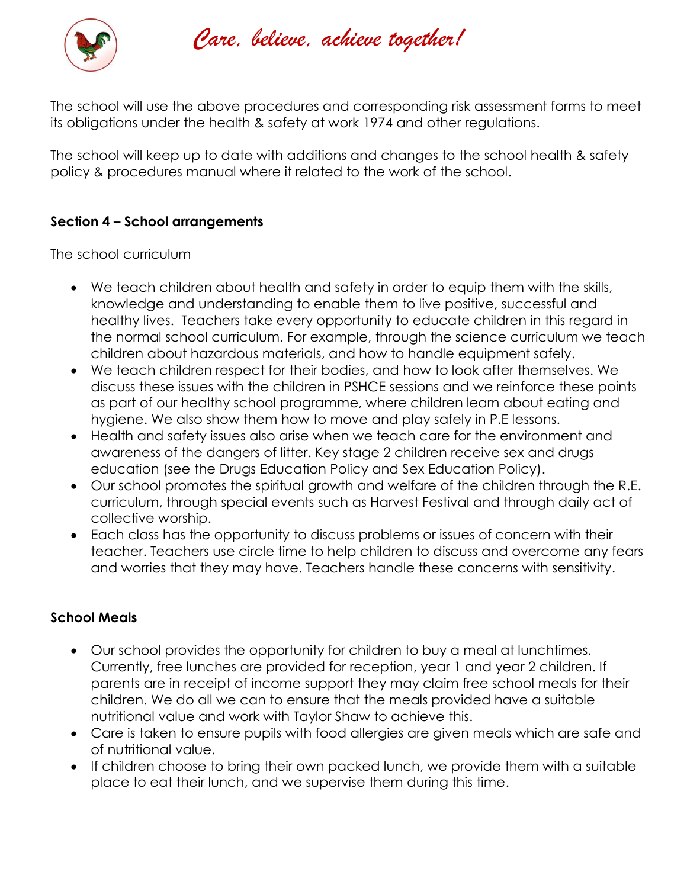The school will use the above procedures and corresponding risk assessment forms to meet its obligations under the health & safety at work 1974 and other regulations.

The school will keep up to date with additions and changes to the school health & safety policy & procedures manual where it related to the work of the school.

**Section 4 – School arrangements**

The school curriculum

- We teach children about health and safety in order to equip them with the skills, knowledge and understanding to enable them to live positive, successful and healthy lives. Teachers take every opportunity to educate children in this regard in the normal school curriculum. For example, through the science curriculum we teach children about hazardous materials, and how to handle equipment safely.
- We teach children respect for their bodies, and how to look after themselves. We discuss these issues with the children in PSHCE sessions and we reinforce these points as part of our healthy school programme, where children learn about eating and hygiene. We also show them how to move and play safely in P.E lessons.
- Health and safety issues also arise when we teach care for the environment and awareness of the dangers of litter. Key stage 2 children receive sex and drugs education (see the Drugs Education Policy and Sex Education Policy).
- Our school promotes the spiritual growth and welfare of the children through the R.E. curriculum, through special events such as Harvest Festival and through daily act of collective worship.
- Each class has the opportunity to discuss problems or issues of concern with their teacher. Teachers use circle time to help children to discuss and overcome any fears and worries that they may have. Teachers handle these concerns with sensitivity.

**School Meals**

- Our school provides the opportunity for children to buy a meal at lunchtimes. Currently, free lunches are provided for reception, year 1 and year 2 children. If parents are in receipt of income support they may claim free school meals for their children. We do all we can to ensure that the meals provided have a suitable nutritional value and work with Taylor Shaw to achieve this.
- Care is taken to ensure pupils with food allergies are given meals which are safe and of nutritional value.
- If children choose to bring their own packed lunch, we provide them with a suitable place to eat their lunch, and we supervise them during this time.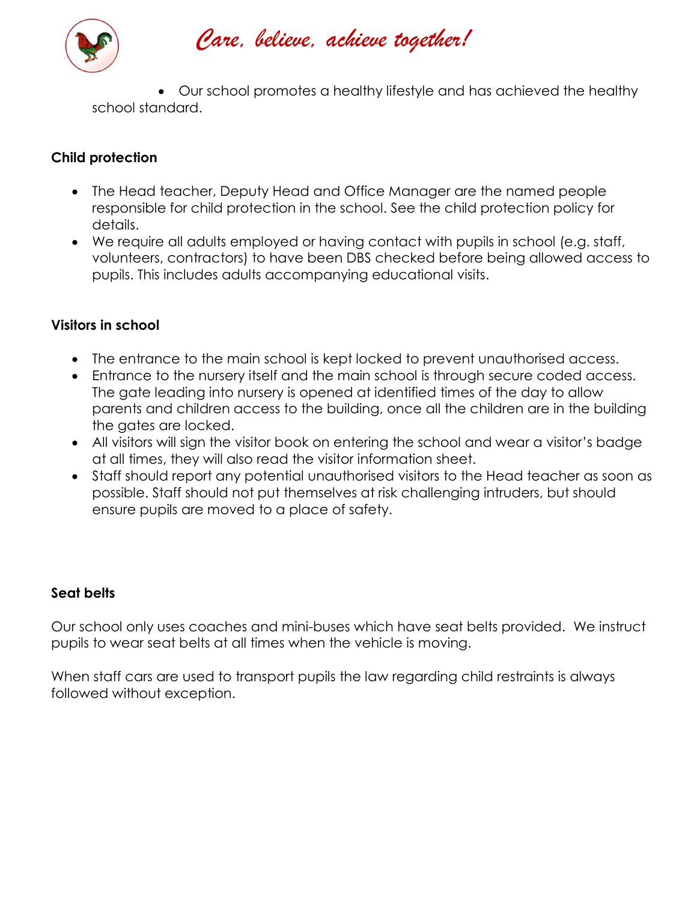- Our school promotes a healthy lifestyle and has achieved the healthy school standard.

**Child protection**

- The Head teacher, Deputy Head and Office Manager are the named people responsible for child protection in the school. See the child protection policy for details.
- We require all adults employed or having contact with pupils in school (e.g. staff, volunteers, contractors) to have been DBS checked before being allowed access to pupils. This includes adults accompanying educational visits.

**Visitors in school**

- The entrance to the main school is kept locked to prevent unauthorised access.
- Entrance to the nursery itself and the main school is through secure coded access. The gate leading into nursery is opened at identified times of the day to allow parents and children access to the building, once all the children are in the building the gates are locked.
- All visitors will sign the visitor book on entering the school and wear a visitor's badge at all times, they will also read the visitor information sheet.
- Staff should report any potential unauthorised visitors to the Head teacher as soon as possible. Staff should not put themselves at risk challenging intruders, but should ensure pupils are moved to a place of safety.

**Seat belts**

Our school only uses coaches and mini-buses which have seat belts provided. We instruct pupils to wear seat belts at all times when the vehicle is moving.

When staff cars are used to transport pupils the law regarding child restraints is always followed without exception.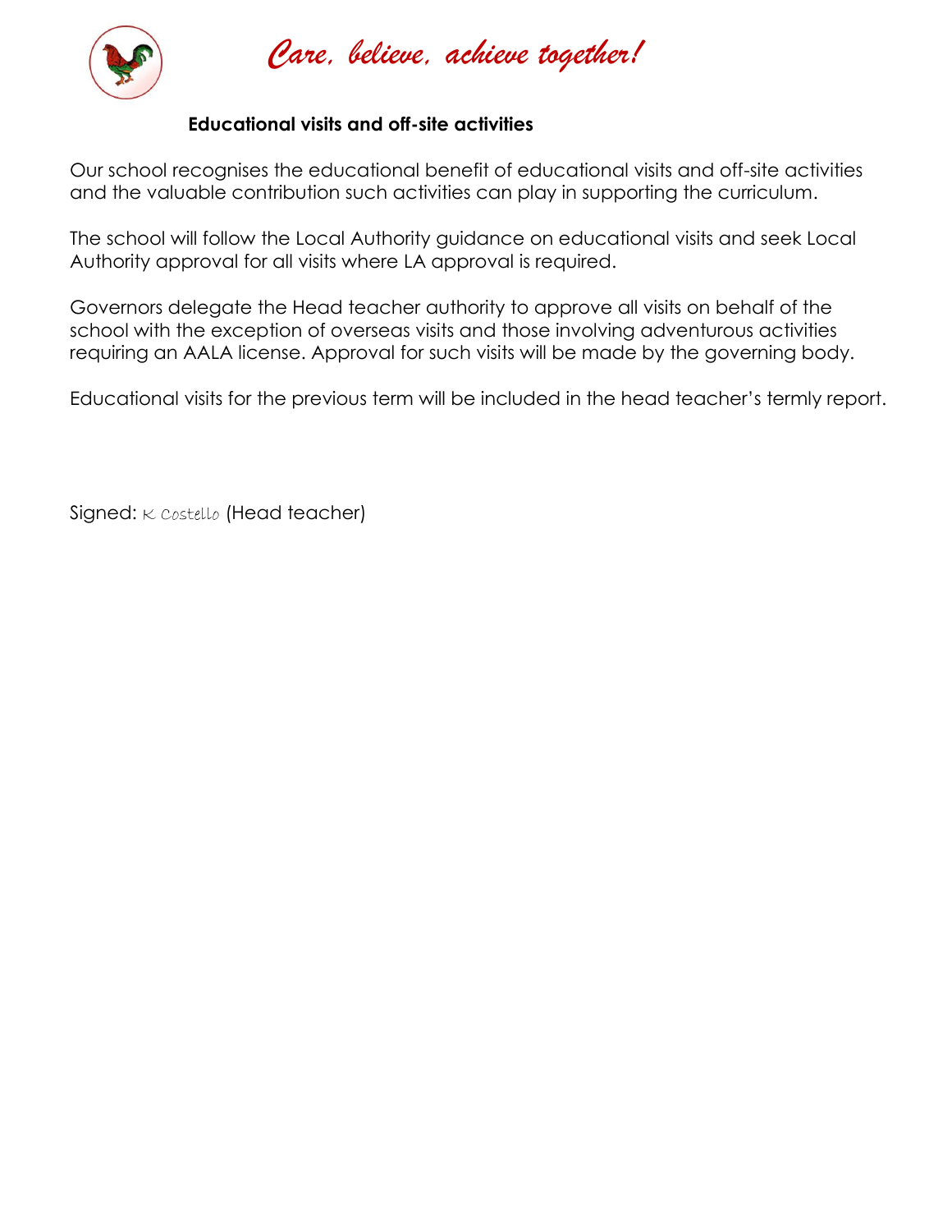*Care, believe, achieve together!*

### Educational visits and off-site activities

Our school recognises the educational benefit of educational visits and off-site activities and the valuable contribution such activities can play in supporting the curriculum.

The school will follow the Local Authority guidance on educational visits and seek Local Authority approval for all visits where LA approval is required.

Governors delegate the Head teacher authority to approve all visits on behalf of the school with the exception of overseas visits and those involving adventurous activities requiring an AALA license. Approval for such visits will be made by the governing body.

Educational visits for the previous term will be included in the head teacher's termly report.

Signed: K Costello (Head teacher)